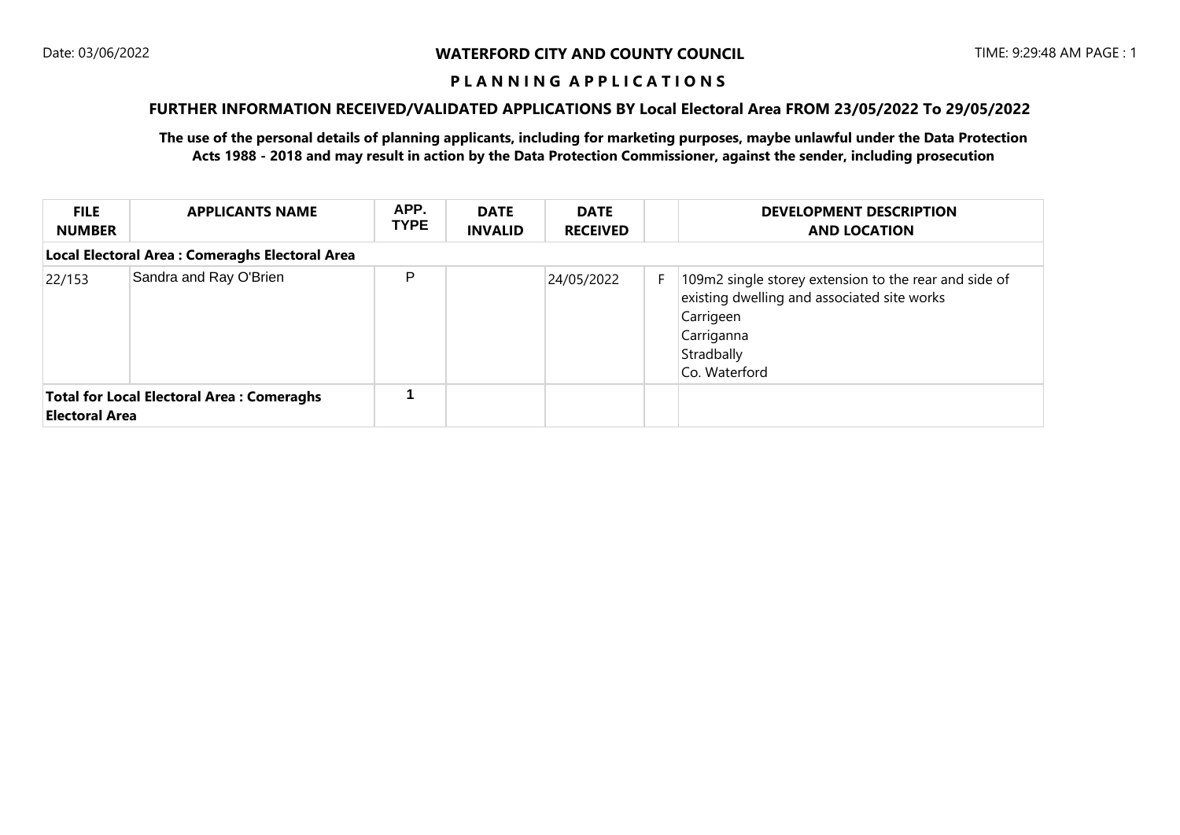Date: 03/06/2022

**WATERFORD CITY AND COUNTY COUNCIL**

TIME: 9:29:48 AM PAGE : 1

**P L A N N I N G A P P L I C A T I O N S**

**FURTHER INFORMATION RECEIVED/VALIDATED APPLICATIONS BY Local Electoral Area FROM 23/05/2022 To 29/05/2022**

**The use of the personal details of planning applicants, including for marketing purposes, maybe unlawful under the Data Protection Acts 1988 - 2018 and may result in action by the Data Protection Commissioner, against the sender, including prosecution**

| FILE NUMBER | APPLICANTS NAME | APP. TYPE | DATE INVALID | DATE RECEIVED | | DEVELOPMENT DESCRIPTION AND LOCATION |
|---|---|---|---|---|---|---|
| **Local Electoral Area : Comeraghs Electoral Area** | | | | | | |
| 22/153 | Sandra and Ray O'Brien | P | | 24/05/2022 | F | 109m2 single storey extension to the rear and side of existing dwelling and associated site works<br>Carrigeen<br>Carriganna<br>Stradbally<br>Co. Waterford |
| **Total for Local Electoral Area : Comeraghs Electoral Area** | | **1** | | | | |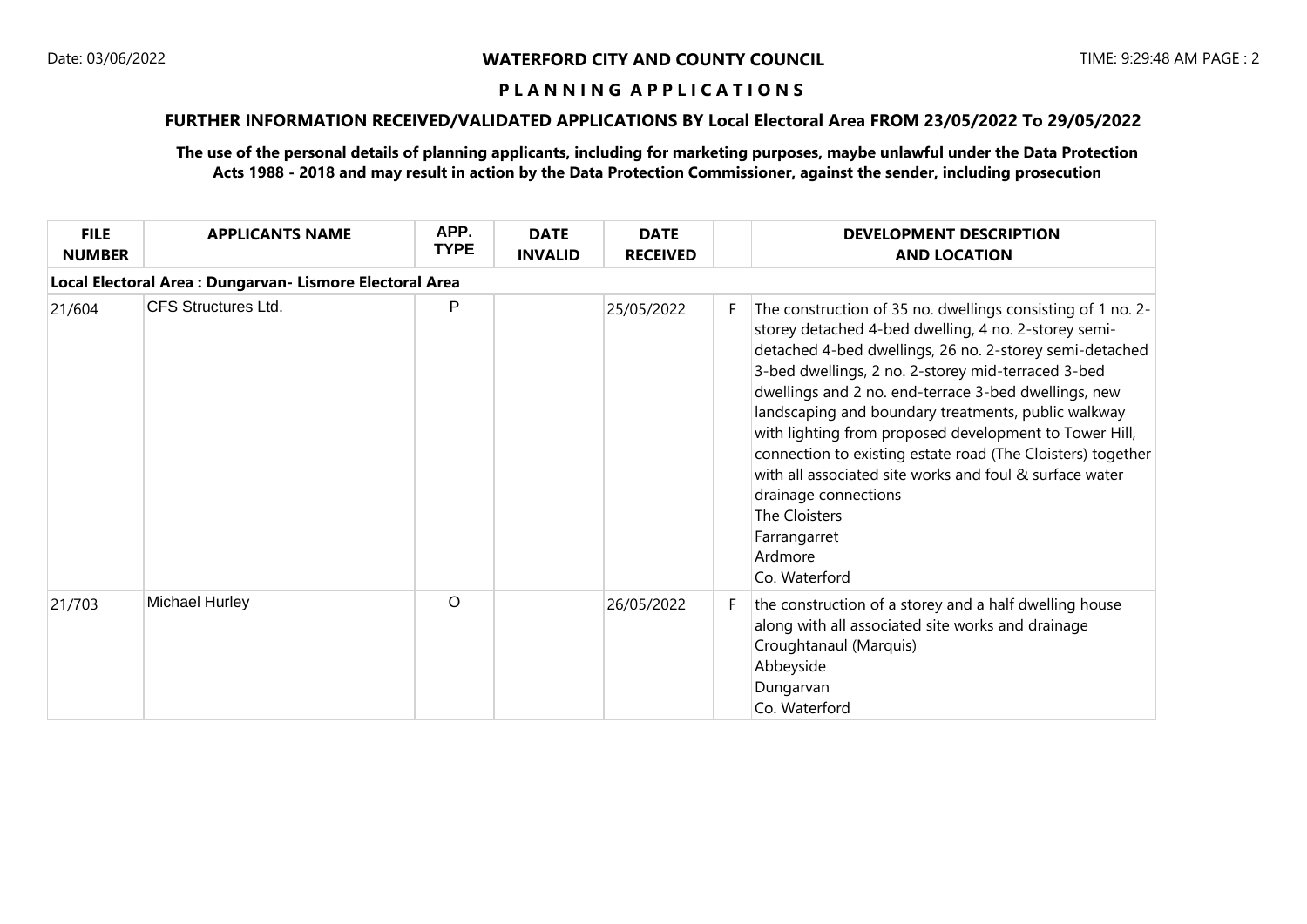**WATERFORD CITY AND COUNTY COUNCIL**

**P L A N N I N G A P P L I C A T I O N S**

**FURTHER INFORMATION RECEIVED/VALIDATED APPLICATIONS BY Local Electoral Area FROM 23/05/2022 To 29/05/2022**

**The use of the personal details of planning applicants, including for marketing purposes, maybe unlawful under the Data Protection Acts 1988 - 2018 and may result in action by the Data Protection Commissioner, against the sender, including prosecution**

| FILE NUMBER | APPLICANTS NAME | APP. TYPE | DATE INVALID | DATE RECEIVED | | DEVELOPMENT DESCRIPTION AND LOCATION |
|---|---|---|---|---|---|---|
| **Local Electoral Area : Dungarvan- Lismore Electoral Area** | | | | | | |
| 21/604 | CFS Structures Ltd. | P | | 25/05/2022 | F | The construction of 35 no. dwellings consisting of 1 no. 2-storey detached 4-bed dwelling, 4 no. 2-storey semi-detached 4-bed dwellings, 26 no. 2-storey semi-detached 3-bed dwellings, 2 no. 2-storey mid-terraced 3-bed dwellings and 2 no. end-terrace 3-bed dwellings, new landscaping and boundary treatments, public walkway with lighting from proposed development to Tower Hill, connection to existing estate road (The Cloisters) together with all associated site works and foul & surface water drainage connections The Cloisters Farrangarret Ardmore Co. Waterford |
| 21/703 | Michael Hurley | O | | 26/05/2022 | F | the construction of a storey and a half dwelling house along with all associated site works and drainage Croughtanaul (Marquis) Abbeyside Dungarvan Co. Waterford |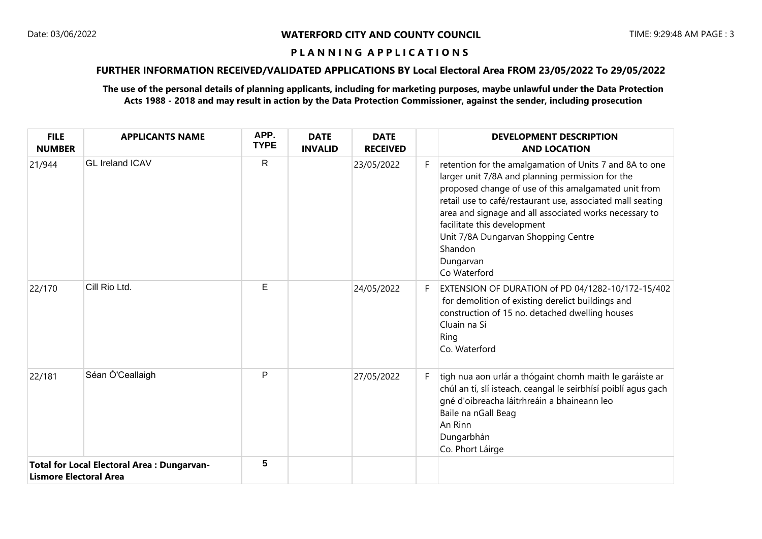# WATERFORD CITY AND COUNTY COUNCIL

## P L A N N I N G   A P P L I C A T I O N S

### FURTHER INFORMATION RECEIVED/VALIDATED APPLICATIONS BY Local Electoral Area FROM 23/05/2022 To 29/05/2022

**The use of the personal details of planning applicants, including for marketing purposes, maybe unlawful under the Data Protection Acts 1988 - 2018 and may result in action by the Data Protection Commissioner, against the sender, including prosecution**

| FILE NUMBER | APPLICANTS NAME | APP. TYPE | DATE INVALID | DATE RECEIVED | | DEVELOPMENT DESCRIPTION AND LOCATION |
|---|---|---|---|---|---|---|
| 21/944 | GL Ireland ICAV | R | | 23/05/2022 | F | retention for the amalgamation of Units 7 and 8A to one larger unit 7/8A and planning permission for the proposed change of use of this amalgamated unit from retail use to café/restaurant use, associated mall seating area and signage and all associated works necessary to facilitate this development<br>Unit 7/8A Dungarvan Shopping Centre<br>Shandon<br>Dungarvan<br>Co Waterford |
| 22/170 | Cill Rio Ltd. | E | | 24/05/2022 | F | EXTENSION OF DURATION of PD 04/1282-10/172-15/402 for demolition of existing derelict buildings and construction of 15 no. detached dwelling houses<br>Cluain na Sí<br>Ring<br>Co. Waterford |
| 22/181 | Séan Ó'Ceallaigh | P | | 27/05/2022 | F | tigh nua aon urlár a thógaint chomh maith le garáiste ar chúl an tí, slí isteach, ceangal le seirbhísí poiblí agus gach gné d'oibreacha láitrhreáin a bhaineann leo<br>Baile na nGall Beag<br>An Rinn<br>Dungarbhán<br>Co. Phort Láirge |
| **Total for Local Electoral Area : Dungarvan-Lismore Electoral Area** | | 5 | | | | |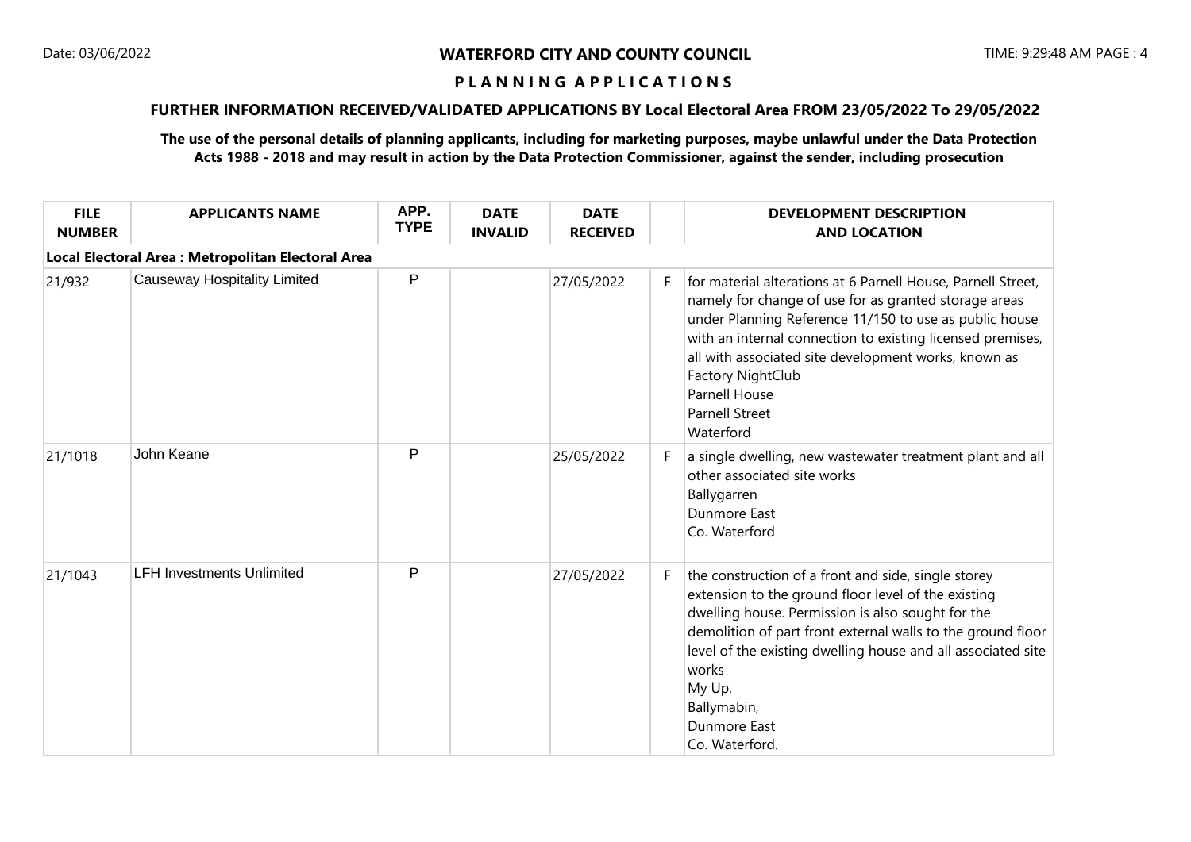# WATERFORD CITY AND COUNTY COUNCIL

## P L A N N I N G   A P P L I C A T I O N S

### FURTHER INFORMATION RECEIVED/VALIDATED APPLICATIONS BY Local Electoral Area FROM 23/05/2022 To 29/05/2022

**The use of the personal details of planning applicants, including for marketing purposes, maybe unlawful under the Data Protection Acts 1988 - 2018 and may result in action by the Data Protection Commissioner, against the sender, including prosecution**

| FILE NUMBER | APPLICANTS NAME | APP. TYPE | DATE INVALID | DATE RECEIVED | | DEVELOPMENT DESCRIPTION AND LOCATION |
|---|---|---|---|---|---|---|
| **Local Electoral Area : Metropolitan Electoral Area** | | | | | | |
| 21/932 | Causeway Hospitality Limited | P | | 27/05/2022 | F | for material alterations at 6 Parnell House, Parnell Street, namely for change of use for as granted storage areas under Planning Reference 11/150 to use as public house with an internal connection to existing licensed premises, all with associated site development works, known as Factory NightClub<br>Parnell House<br>Parnell Street<br>Waterford |
| 21/1018 | John Keane | P | | 25/05/2022 | F | a single dwelling, new wastewater treatment plant and all other associated site works<br>Ballygarren<br>Dunmore East<br>Co. Waterford |
| 21/1043 | LFH Investments Unlimited | P | | 27/05/2022 | F | the construction of a front and side, single storey extension to the ground floor level of the existing dwelling house. Permission is also sought for the demolition of part front external walls to the ground floor level of the existing dwelling house and all associated site works<br>My Up,<br>Ballymabin,<br>Dunmore East<br>Co. Waterford. |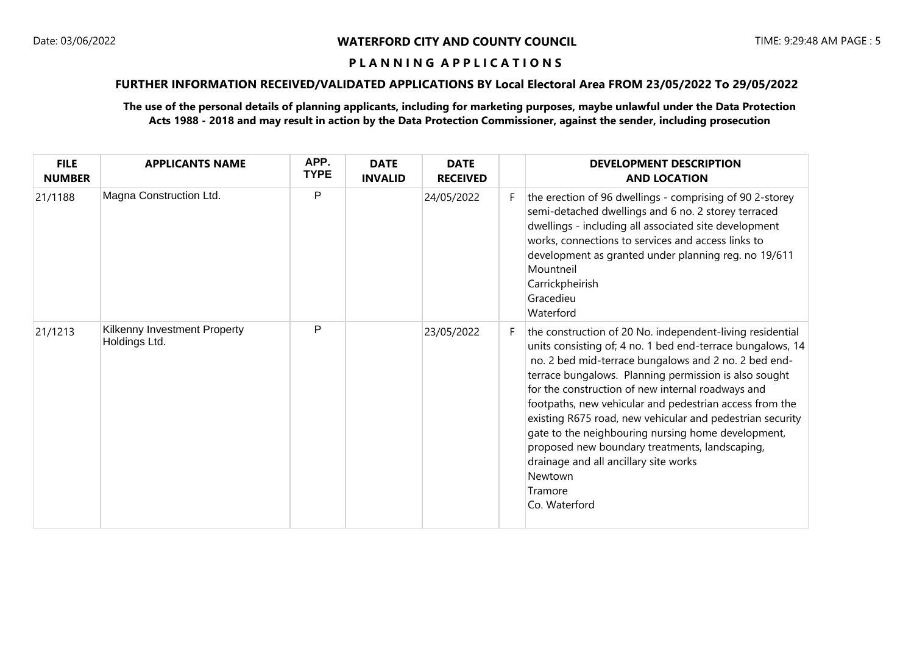**WATERFORD CITY AND COUNTY COUNCIL**

**P L A N N I N G   A P P L I C A T I O N S**

**FURTHER INFORMATION RECEIVED/VALIDATED APPLICATIONS BY Local Electoral Area FROM 23/05/2022 To 29/05/2022**

**The use of the personal details of planning applicants, including for marketing purposes, maybe unlawful under the Data Protection Acts 1988 - 2018 and may result in action by the Data Protection Commissioner, against the sender, including prosecution**

| FILE NUMBER | APPLICANTS NAME | APP. TYPE | DATE INVALID | DATE RECEIVED | | DEVELOPMENT DESCRIPTION AND LOCATION |
|---|---|---|---|---|---|---|
| 21/1188 | Magna Construction Ltd. | P | | 24/05/2022 | F | the erection of 96 dwellings - comprising of 90 2-storey semi-detached dwellings and 6 no. 2 storey terraced dwellings - including all associated site development works, connections to services and access links to development as granted under planning reg. no 19/611<br>Mountneil<br>Carrickpheirish<br>Gracedieu<br>Waterford |
| 21/1213 | Kilkenny Investment Property Holdings Ltd. | P | | 23/05/2022 | F | the construction of 20 No. independent-living residential units consisting of; 4 no. 1 bed end-terrace bungalows, 14 no. 2 bed mid-terrace bungalows and 2 no. 2 bed end-terrace bungalows. Planning permission is also sought for the construction of new internal roadways and footpaths, new vehicular and pedestrian access from the existing R675 road, new vehicular and pedestrian security gate to the neighbouring nursing home development, proposed new boundary treatments, landscaping, drainage and all ancillary site works<br>Newtown<br>Tramore<br>Co. Waterford |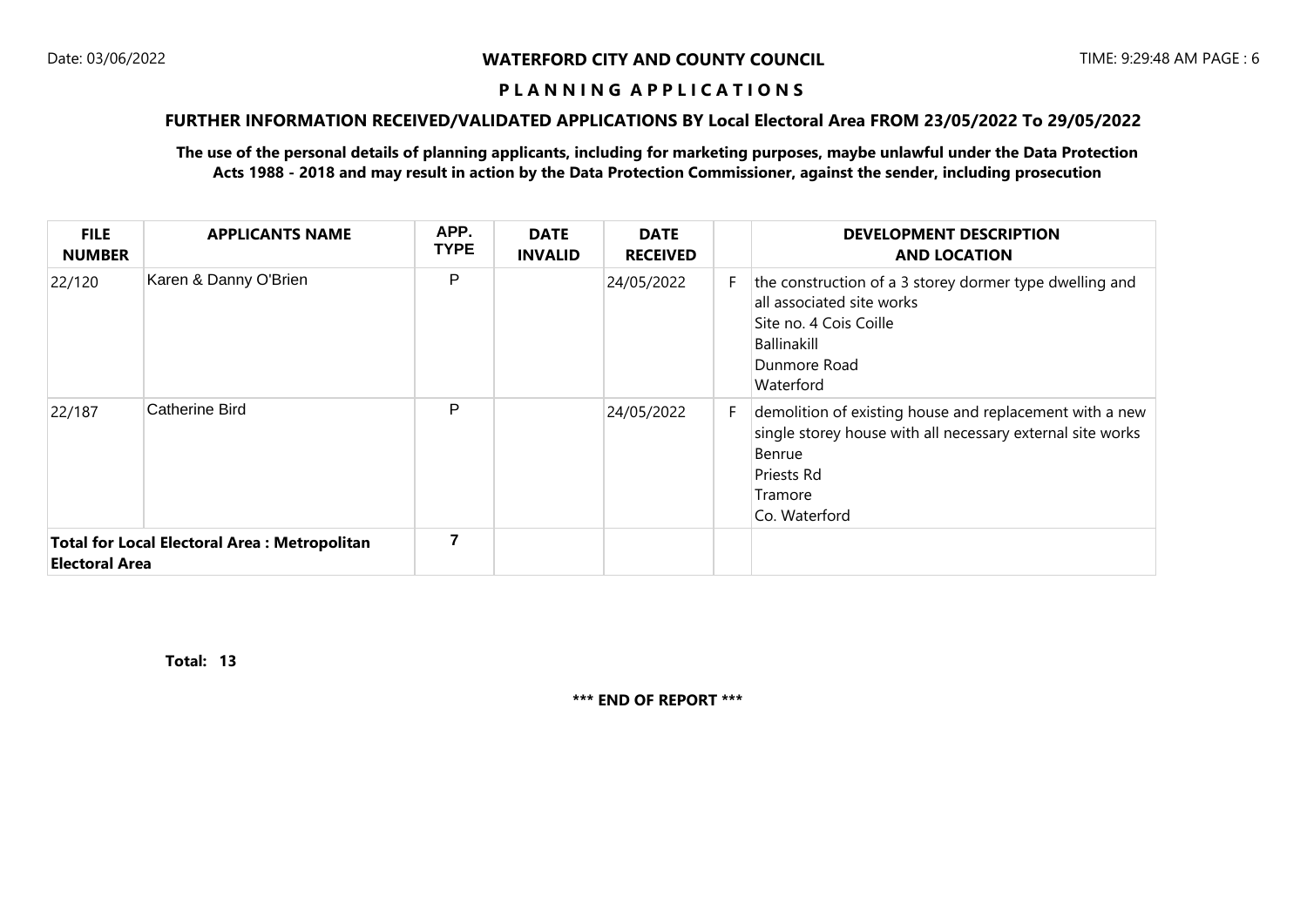# WATERFORD CITY AND COUNTY COUNCIL

## P L A N N I N G A P P L I C A T I O N S

### FURTHER INFORMATION RECEIVED/VALIDATED APPLICATIONS BY Local Electoral Area FROM 23/05/2022 To 29/05/2022

**The use of the personal details of planning applicants, including for marketing purposes, maybe unlawful under the Data Protection Acts 1988 - 2018 and may result in action by the Data Protection Commissioner, against the sender, including prosecution**

| FILE NUMBER | APPLICANTS NAME | APP. TYPE | DATE INVALID | DATE RECEIVED | | DEVELOPMENT DESCRIPTION AND LOCATION |
|---|---|---|---|---|---|---|
| 22/120 | Karen & Danny O'Brien | P | | 24/05/2022 | F | the construction of a 3 storey dormer type dwelling and all associated site works<br>Site no. 4 Cois Coille<br>Ballinakill<br>Dunmore Road<br>Waterford |
| 22/187 | Catherine Bird | P | | 24/05/2022 | F | demolition of existing house and replacement with a new single storey house with all necessary external site works<br>Benrue<br>Priests Rd<br>Tramore<br>Co. Waterford |
| **Total for Local Electoral Area : Metropolitan Electoral Area** | | **7** | | | | |

**Total: 13**

**\*\*\* END OF REPORT \*\*\***